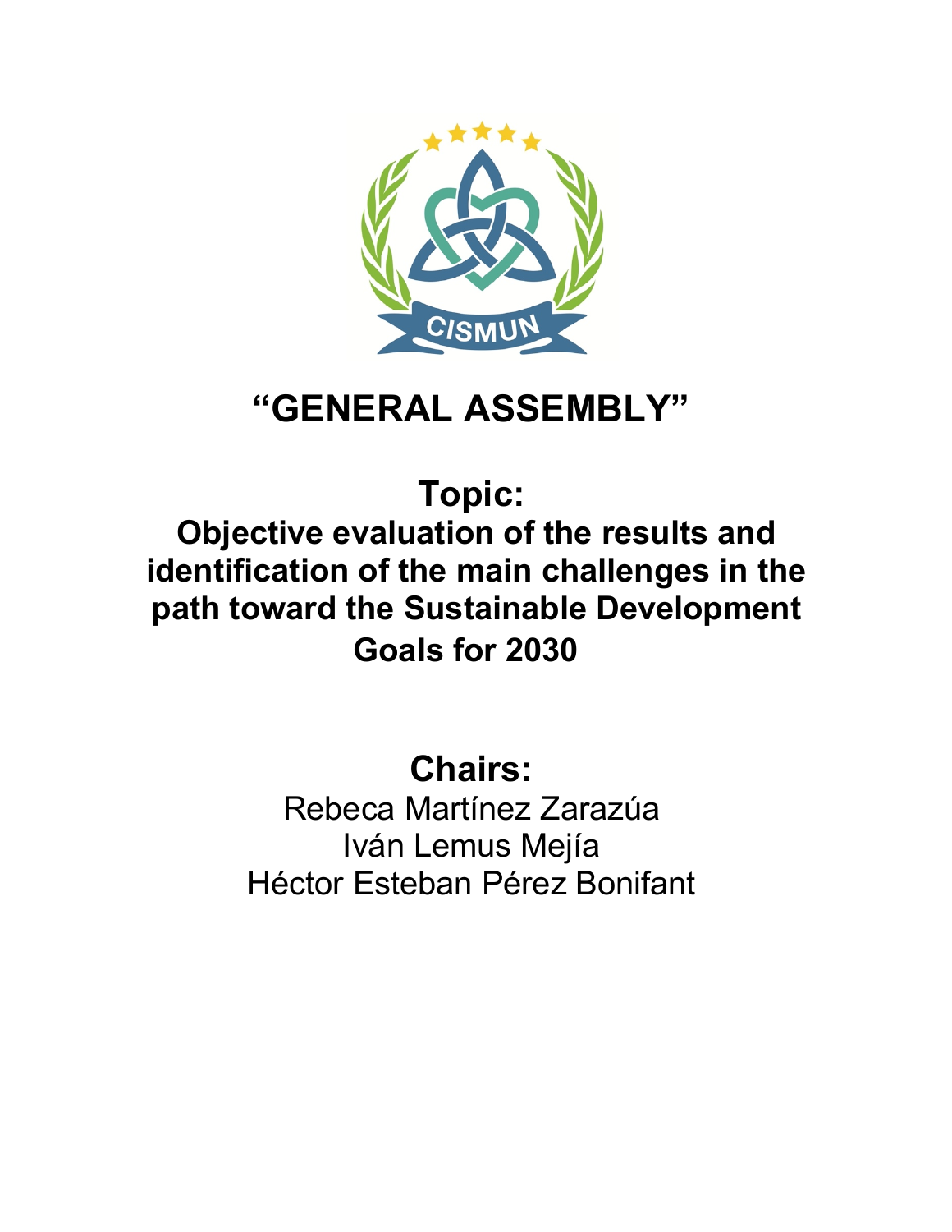CISMUN

# “GENERAL ASSEMBLY”

## Topic:

## Objective evaluation of the results and identification of the main challenges in the path toward the Sustainable Development Goals for 2030

## Chairs:

Rebeca Martínez Zarazúa
Iván Lemus Mejía
Héctor Esteban Pérez Bonifant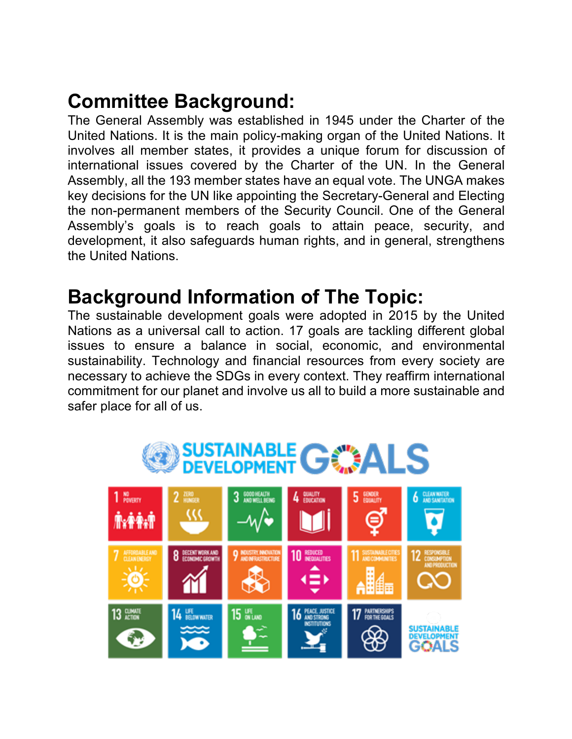## Committee Background:

The General Assembly was established in 1945 under the Charter of the United Nations. It is the main policy-making organ of the United Nations. It involves all member states, it provides a unique forum for discussion of international issues covered by the Charter of the UN. In the General Assembly, all the 193 member states have an equal vote. The UNGA makes key decisions for the UN like appointing the Secretary-General and Electing the non-permanent members of the Security Council. One of the General Assembly's goals is to reach goals to attain peace, security, and development, it also safeguards human rights, and in general, strengthens the United Nations.

## Background Information of The Topic:

The sustainable development goals were adopted in 2015 by the United Nations as a universal call to action. 17 goals are tackling different global issues to ensure a balance in social, economic, and environmental sustainability. Technology and financial resources from every society are necessary to achieve the SDGs in every context. They reaffirm international commitment for our planet and involve us all to build a more sustainable and safer place for all of us.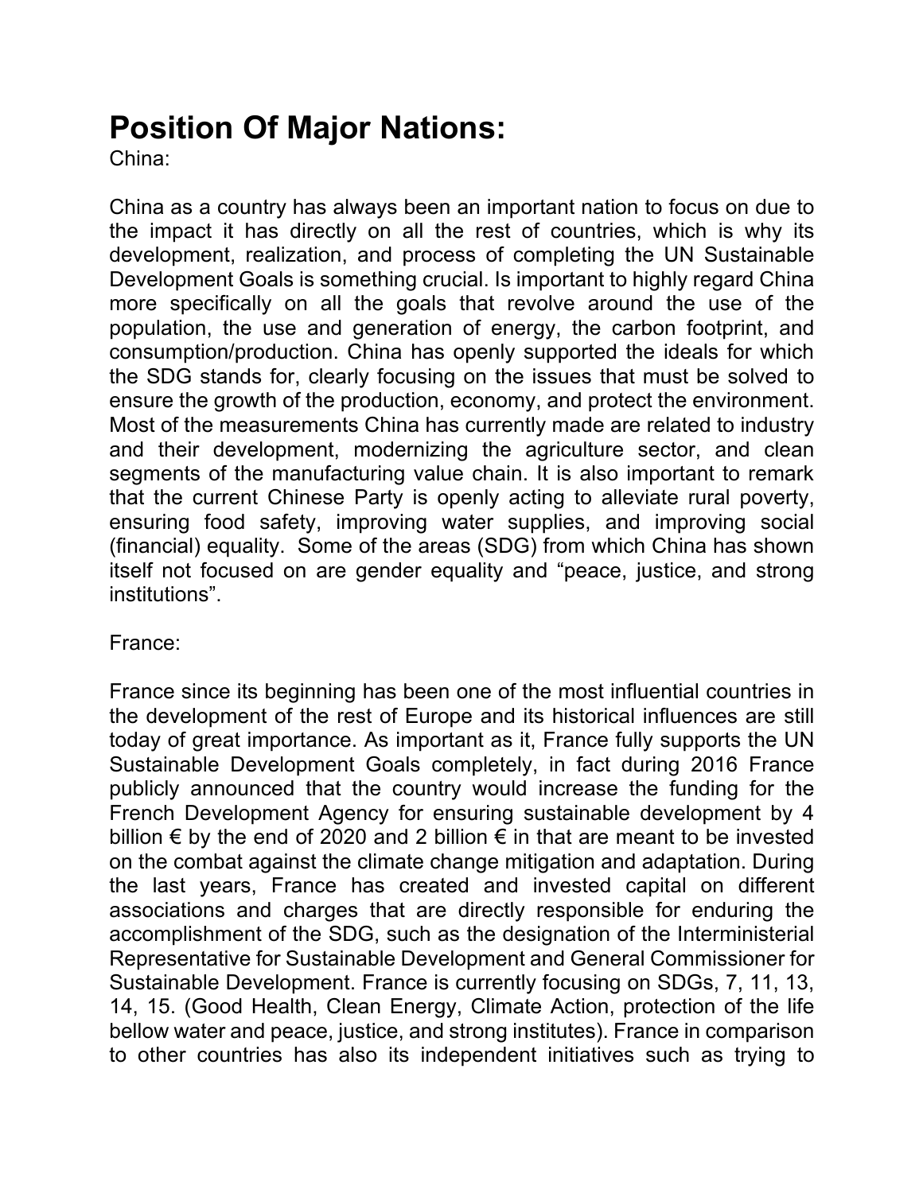# Position Of Major Nations:

China:

China as a country has always been an important nation to focus on due to the impact it has directly on all the rest of countries, which is why its development, realization, and process of completing the UN Sustainable Development Goals is something crucial. Is important to highly regard China more specifically on all the goals that revolve around the use of the population, the use and generation of energy, the carbon footprint, and consumption/production. China has openly supported the ideals for which the SDG stands for, clearly focusing on the issues that must be solved to ensure the growth of the production, economy, and protect the environment. Most of the measurements China has currently made are related to industry and their development, modernizing the agriculture sector, and clean segments of the manufacturing value chain. It is also important to remark that the current Chinese Party is openly acting to alleviate rural poverty, ensuring food safety, improving water supplies, and improving social (financial) equality. Some of the areas (SDG) from which China has shown itself not focused on are gender equality and “peace, justice, and strong institutions”.

France:

France since its beginning has been one of the most influential countries in the development of the rest of Europe and its historical influences are still today of great importance. As important as it, France fully supports the UN Sustainable Development Goals completely, in fact during 2016 France publicly announced that the country would increase the funding for the French Development Agency for ensuring sustainable development by 4 billion € by the end of 2020 and 2 billion € in that are meant to be invested on the combat against the climate change mitigation and adaptation. During the last years, France has created and invested capital on different associations and charges that are directly responsible for enduring the accomplishment of the SDG, such as the designation of the Interministerial Representative for Sustainable Development and General Commissioner for Sustainable Development. France is currently focusing on SDGs, 7, 11, 13, 14, 15. (Good Health, Clean Energy, Climate Action, protection of the life bellow water and peace, justice, and strong institutes). France in comparison to other countries has also its independent initiatives such as trying to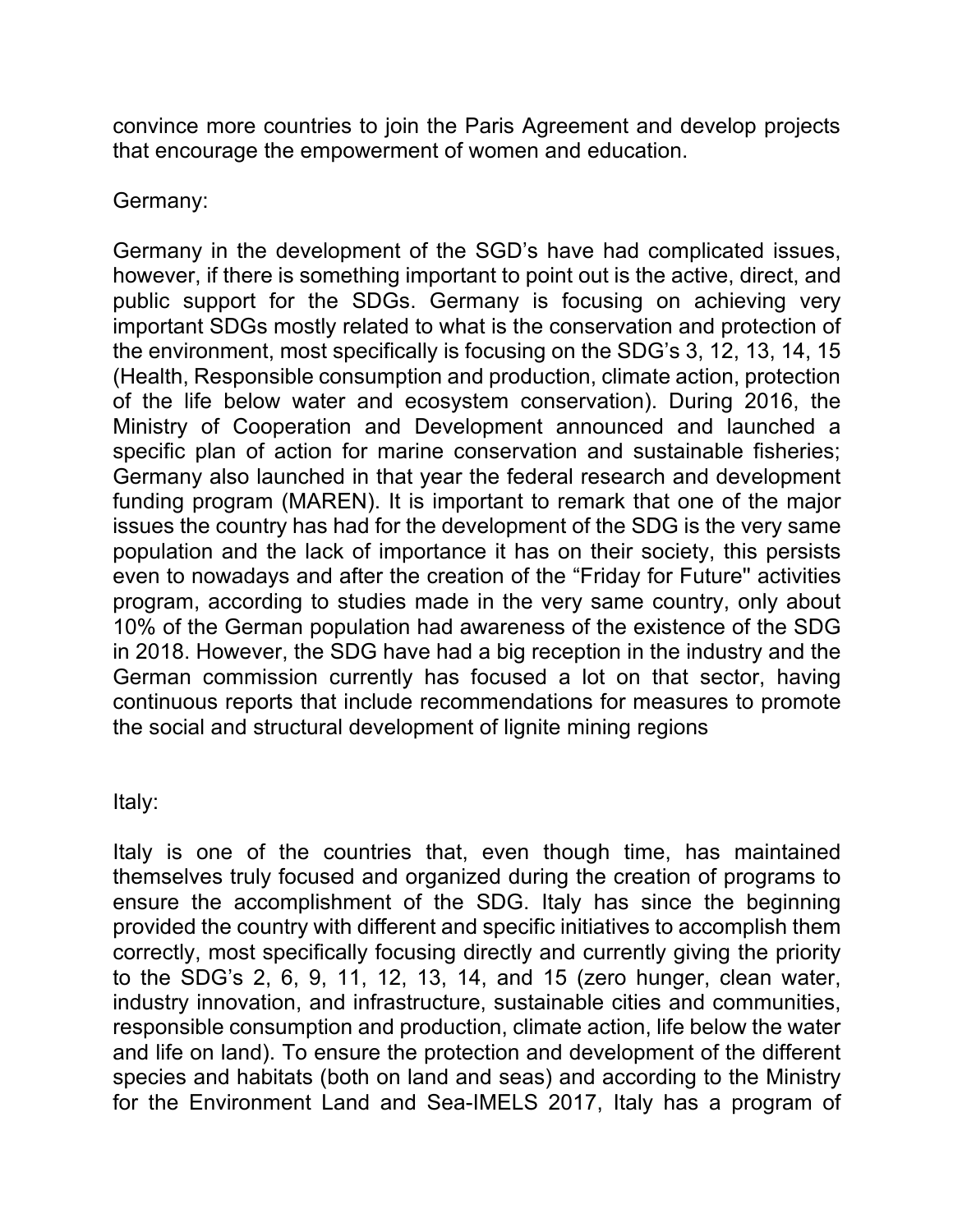convince more countries to join the Paris Agreement and develop projects that encourage the empowerment of women and education.

Germany:

Germany in the development of the SGD's have had complicated issues, however, if there is something important to point out is the active, direct, and public support for the SDGs. Germany is focusing on achieving very important SDGs mostly related to what is the conservation and protection of the environment, most specifically is focusing on the SDG's 3, 12, 13, 14, 15 (Health, Responsible consumption and production, climate action, protection of the life below water and ecosystem conservation). During 2016, the Ministry of Cooperation and Development announced and launched a specific plan of action for marine conservation and sustainable fisheries; Germany also launched in that year the federal research and development funding program (MAREN). It is important to remark that one of the major issues the country has had for the development of the SDG is the very same population and the lack of importance it has on their society, this persists even to nowadays and after the creation of the "Friday for Future'' activities program, according to studies made in the very same country, only about 10% of the German population had awareness of the existence of the SDG in 2018. However, the SDG have had a big reception in the industry and the German commission currently has focused a lot on that sector, having continuous reports that include recommendations for measures to promote the social and structural development of lignite mining regions

Italy:

Italy is one of the countries that, even though time, has maintained themselves truly focused and organized during the creation of programs to ensure the accomplishment of the SDG. Italy has since the beginning provided the country with different and specific initiatives to accomplish them correctly, most specifically focusing directly and currently giving the priority to the SDG's 2, 6, 9, 11, 12, 13, 14, and 15 (zero hunger, clean water, industry innovation, and infrastructure, sustainable cities and communities, responsible consumption and production, climate action, life below the water and life on land). To ensure the protection and development of the different species and habitats (both on land and seas) and according to the Ministry for the Environment Land and Sea-IMELS 2017, Italy has a program of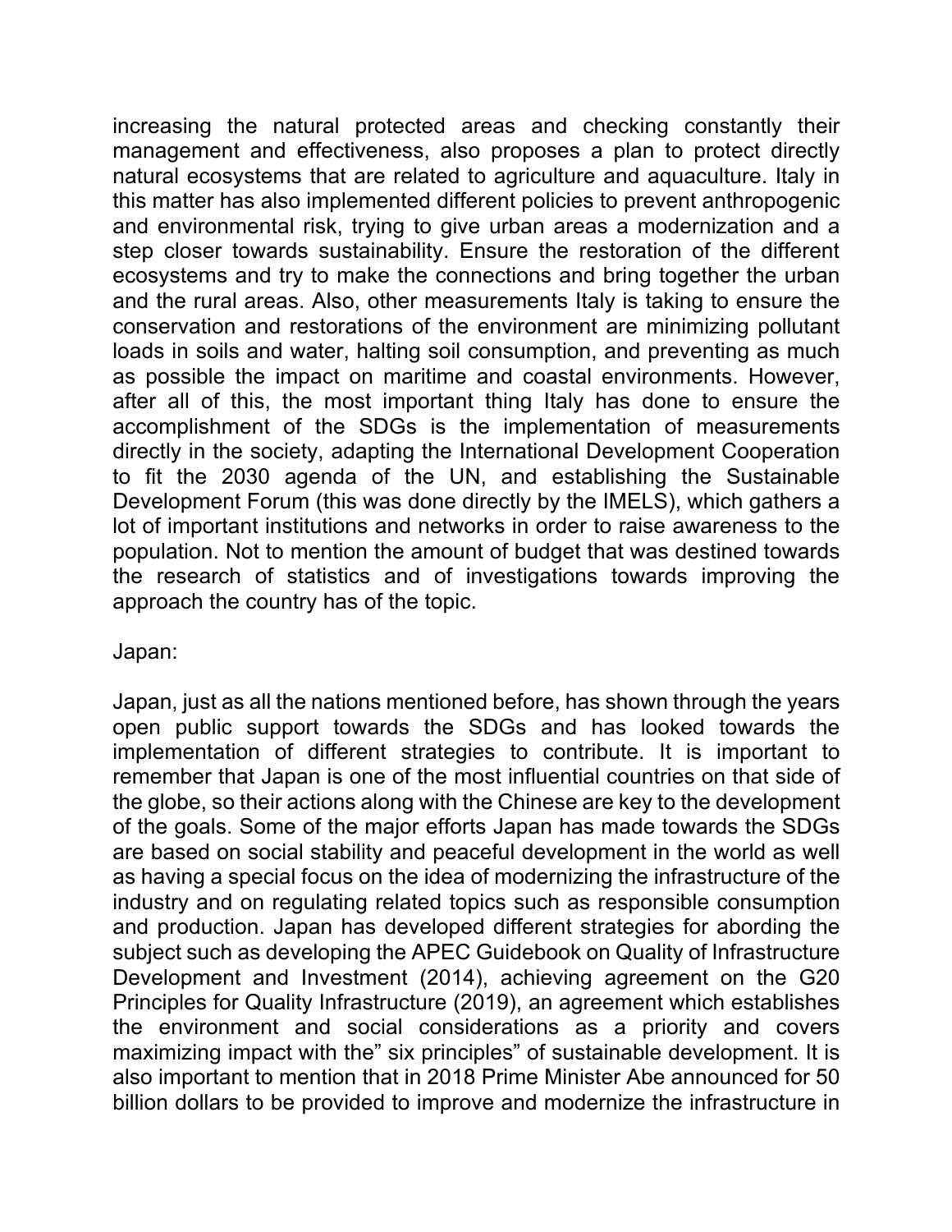increasing the natural protected areas and checking constantly their management and effectiveness, also proposes a plan to protect directly natural ecosystems that are related to agriculture and aquaculture. Italy in this matter has also implemented different policies to prevent anthropogenic and environmental risk, trying to give urban areas a modernization and a step closer towards sustainability. Ensure the restoration of the different ecosystems and try to make the connections and bring together the urban and the rural areas. Also, other measurements Italy is taking to ensure the conservation and restorations of the environment are minimizing pollutant loads in soils and water, halting soil consumption, and preventing as much as possible the impact on maritime and coastal environments. However, after all of this, the most important thing Italy has done to ensure the accomplishment of the SDGs is the implementation of measurements directly in the society, adapting the International Development Cooperation to fit the 2030 agenda of the UN, and establishing the Sustainable Development Forum (this was done directly by the IMELS), which gathers a lot of important institutions and networks in order to raise awareness to the population. Not to mention the amount of budget that was destined towards the research of statistics and of investigations towards improving the approach the country has of the topic.

Japan:

Japan, just as all the nations mentioned before, has shown through the years open public support towards the SDGs and has looked towards the implementation of different strategies to contribute. It is important to remember that Japan is one of the most influential countries on that side of the globe, so their actions along with the Chinese are key to the development of the goals. Some of the major efforts Japan has made towards the SDGs are based on social stability and peaceful development in the world as well as having a special focus on the idea of modernizing the infrastructure of the industry and on regulating related topics such as responsible consumption and production. Japan has developed different strategies for abording the subject such as developing the APEC Guidebook on Quality of Infrastructure Development and Investment (2014), achieving agreement on the G20 Principles for Quality Infrastructure (2019), an agreement which establishes the environment and social considerations as a priority and covers maximizing impact with the" six principles" of sustainable development. It is also important to mention that in 2018 Prime Minister Abe announced for 50 billion dollars to be provided to improve and modernize the infrastructure in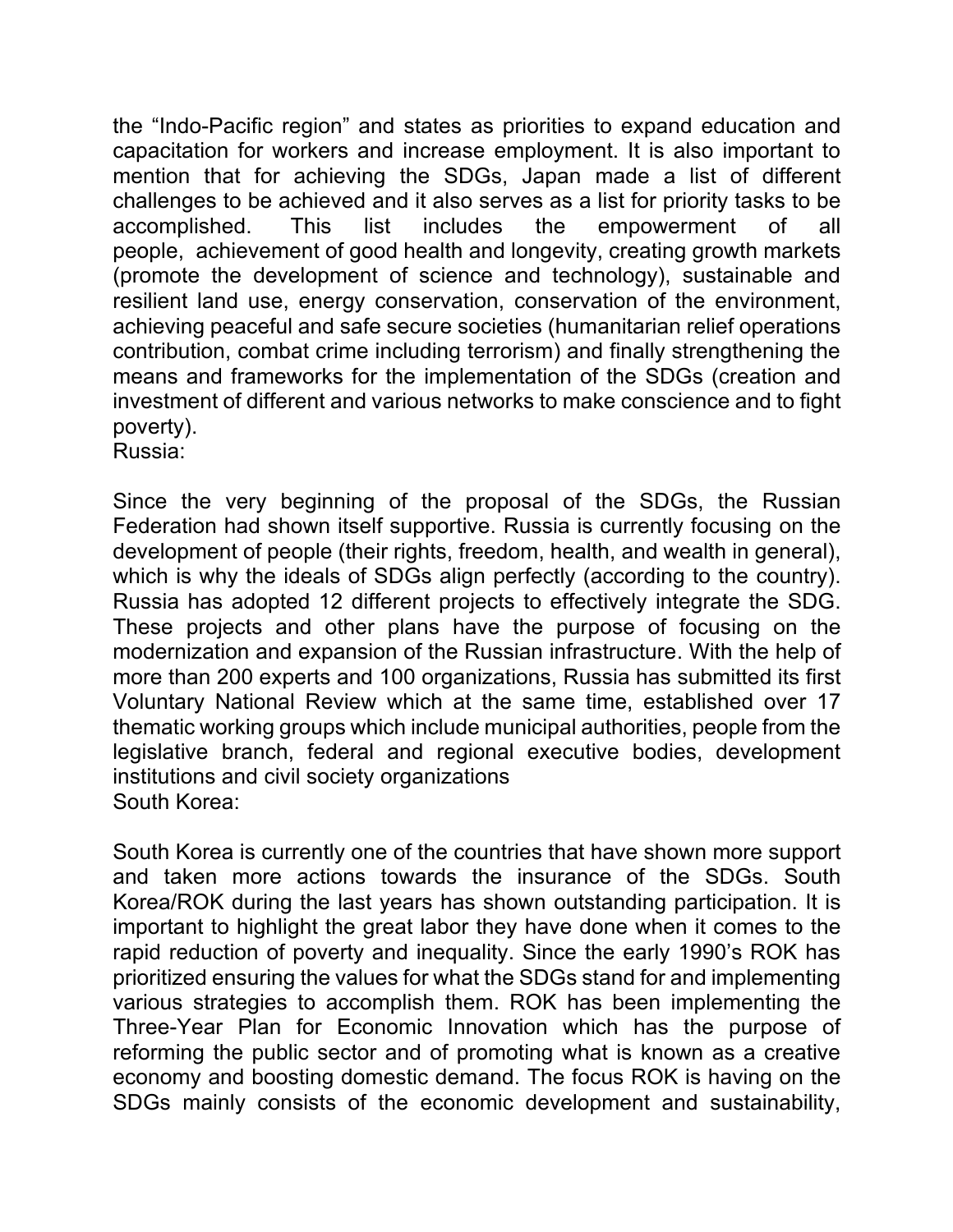the "Indo-Pacific region" and states as priorities to expand education and capacitation for workers and increase employment. It is also important to mention that for achieving the SDGs, Japan made a list of different challenges to be achieved and it also serves as a list for priority tasks to be accomplished. This list includes the empowerment of all people, achievement of good health and longevity, creating growth markets (promote the development of science and technology), sustainable and resilient land use, energy conservation, conservation of the environment, achieving peaceful and safe secure societies (humanitarian relief operations contribution, combat crime including terrorism) and finally strengthening the means and frameworks for the implementation of the SDGs (creation and investment of different and various networks to make conscience and to fight poverty).

Russia:

Since the very beginning of the proposal of the SDGs, the Russian Federation had shown itself supportive. Russia is currently focusing on the development of people (their rights, freedom, health, and wealth in general), which is why the ideals of SDGs align perfectly (according to the country). Russia has adopted 12 different projects to effectively integrate the SDG. These projects and other plans have the purpose of focusing on the modernization and expansion of the Russian infrastructure. With the help of more than 200 experts and 100 organizations, Russia has submitted its first Voluntary National Review which at the same time, established over 17 thematic working groups which include municipal authorities, people from the legislative branch, federal and regional executive bodies, development institutions and civil society organizations

South Korea:

South Korea is currently one of the countries that have shown more support and taken more actions towards the insurance of the SDGs. South Korea/ROK during the last years has shown outstanding participation. It is important to highlight the great labor they have done when it comes to the rapid reduction of poverty and inequality. Since the early 1990's ROK has prioritized ensuring the values for what the SDGs stand for and implementing various strategies to accomplish them. ROK has been implementing the Three-Year Plan for Economic Innovation which has the purpose of reforming the public sector and of promoting what is known as a creative economy and boosting domestic demand. The focus ROK is having on the SDGs mainly consists of the economic development and sustainability,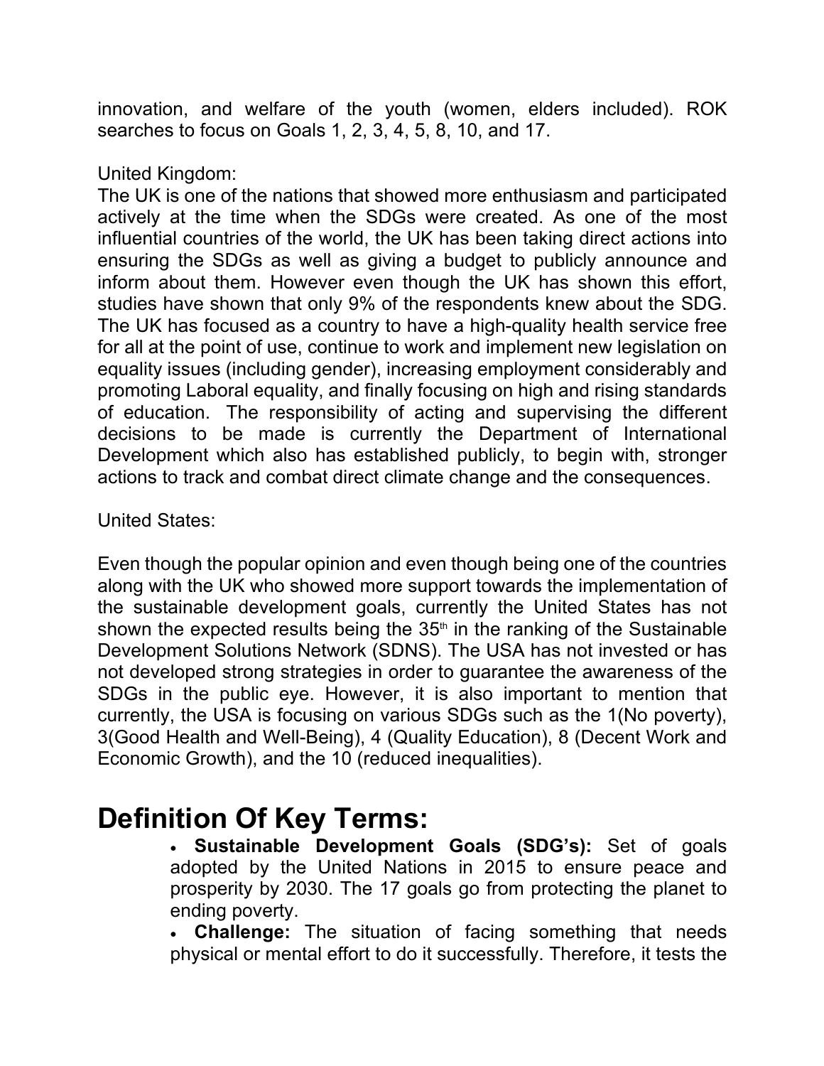innovation, and welfare of the youth (women, elders included). ROK searches to focus on Goals 1, 2, 3, 4, 5, 8, 10, and 17.

United Kingdom:

The UK is one of the nations that showed more enthusiasm and participated actively at the time when the SDGs were created. As one of the most influential countries of the world, the UK has been taking direct actions into ensuring the SDGs as well as giving a budget to publicly announce and inform about them. However even though the UK has shown this effort, studies have shown that only 9% of the respondents knew about the SDG. The UK has focused as a country to have a high-quality health service free for all at the point of use, continue to work and implement new legislation on equality issues (including gender), increasing employment considerably and promoting Laboral equality, and finally focusing on high and rising standards of education. The responsibility of acting and supervising the different decisions to be made is currently the Department of International Development which also has established publicly, to begin with, stronger actions to track and combat direct climate change and the consequences.

United States:

Even though the popular opinion and even though being one of the countries along with the UK who showed more support towards the implementation of the sustainable development goals, currently the United States has not shown the expected results being the 35th in the ranking of the Sustainable Development Solutions Network (SDNS). The USA has not invested or has not developed strong strategies in order to guarantee the awareness of the SDGs in the public eye. However, it is also important to mention that currently, the USA is focusing on various SDGs such as the 1(No poverty), 3(Good Health and Well-Being), 4 (Quality Education), 8 (Decent Work and Economic Growth), and the 10 (reduced inequalities).

# Definition Of Key Terms:

- **Sustainable Development Goals (SDG's):** Set of goals adopted by the United Nations in 2015 to ensure peace and prosperity by 2030. The 17 goals go from protecting the planet to ending poverty.
- **Challenge:** The situation of facing something that needs physical or mental effort to do it successfully. Therefore, it tests the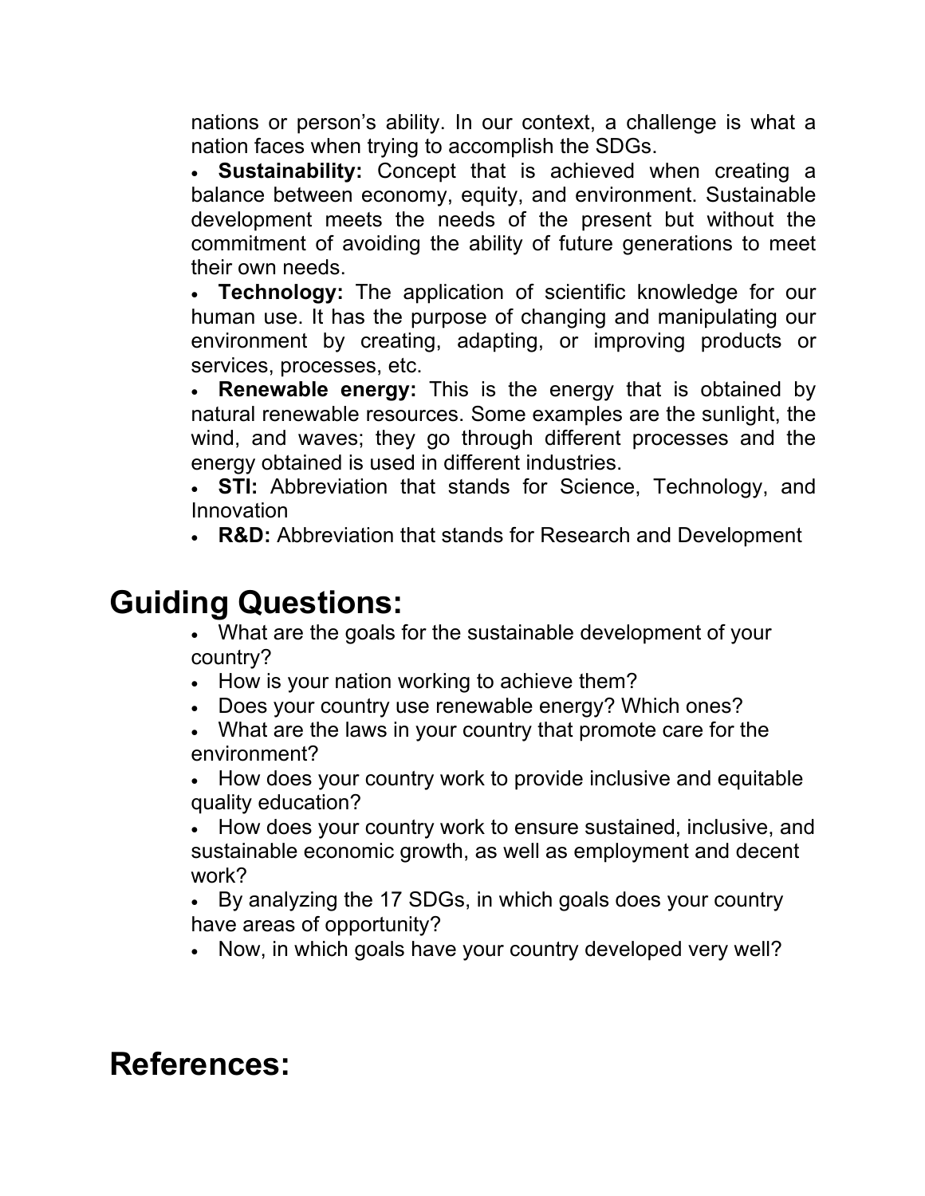nations or person's ability. In our context, a challenge is what a nation faces when trying to accomplish the SDGs.

- **Sustainability:** Concept that is achieved when creating a balance between economy, equity, and environment. Sustainable development meets the needs of the present but without the commitment of avoiding the ability of future generations to meet their own needs.
- **Technology:** The application of scientific knowledge for our human use. It has the purpose of changing and manipulating our environment by creating, adapting, or improving products or services, processes, etc.
- **Renewable energy:** This is the energy that is obtained by natural renewable resources. Some examples are the sunlight, the wind, and waves; they go through different processes and the energy obtained is used in different industries.
- **STI:** Abbreviation that stands for Science, Technology, and Innovation
- **R&D:** Abbreviation that stands for Research and Development

# Guiding Questions:

- What are the goals for the sustainable development of your country?
- How is your nation working to achieve them?
- Does your country use renewable energy? Which ones?
- What are the laws in your country that promote care for the environment?
- How does your country work to provide inclusive and equitable quality education?
- How does your country work to ensure sustained, inclusive, and sustainable economic growth, as well as employment and decent work?
- By analyzing the 17 SDGs, in which goals does your country have areas of opportunity?
- Now, in which goals have your country developed very well?

# References: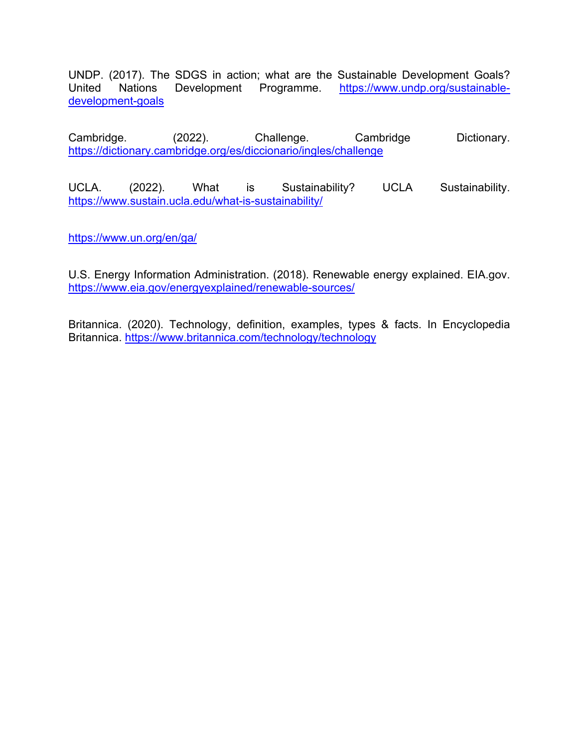UNDP. (2017). The SDGS in action; what are the Sustainable Development Goals? United Nations Development Programme. https://www.undp.org/sustainable-development-goals

Cambridge. (2022). Challenge. Cambridge Dictionary. https://dictionary.cambridge.org/es/diccionario/ingles/challenge

UCLA. (2022). What is Sustainability? UCLA Sustainability. https://www.sustain.ucla.edu/what-is-sustainability/

https://www.un.org/en/ga/

U.S. Energy Information Administration. (2018). Renewable energy explained. EIA.gov. https://www.eia.gov/energyexplained/renewable-sources/

Britannica. (2020). Technology, definition, examples, types & facts. In Encyclopedia Britannica. https://www.britannica.com/technology/technology